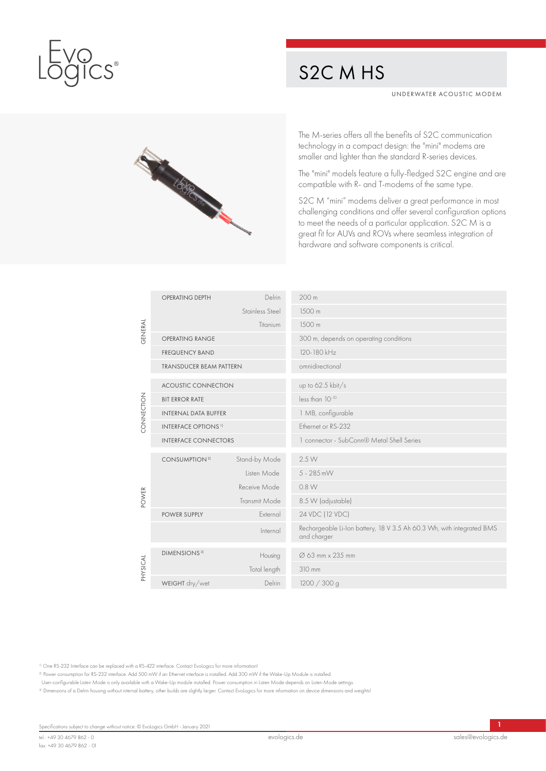# S2C M HS

UNDERWATER ACOUSTIC MODEM

The M-series offers all the benefits of S2C communication technology in a compact design: the "mini" modems are smaller and lighter than the standard R-series devices.

The "mini" models feature a fully-fledged S2C engine and are compatible with R- and T-modems of the same type.

S2C M "mini" modems deliver a great performance in most challenging conditions and offer several configuration options to meet the needs of a particular application. S2C M is a great fit for AUVs and ROVs where seamless integration of hardware and software components is critical.

| | | | |
|---|---|---|---|
| GENERAL | OPERATING DEPTH | Delrin | 200 m |
| | | Stainless Steel | 1500 m |
| | | Titanium | 1500 m |
| | OPERATING RANGE | | 300 m, depends on operating conditions |
| | FREQUENCY BAND | | 120-180 kHz |
| | TRANSDUCER BEAM PATTERN | | omnidirectional |
| CONNECTION | ACOUSTIC CONNECTION | | up to 62.5 kbit/s |
| | BIT ERROR RATE | | less than $10^{-10}$ |
| | INTERNAL DATA BUFFER | | 1 MB, configurable |
| | INTERFACE OPTIONS [1] | | Ethernet or RS-232 |
| | INTERFACE CONNECTORS | | 1 connector - SubConn® Metal Shell Series |
| POWER | CONSUMPTION [2] | Stand-by Mode | 2.5 W |
| | | Listen Mode | 5 - 285 mW |
| | | Receive Mode | 0.8 W |
| | | Transmit Mode | 8.5 W (adjustable) |
| | POWER SUPPLY | External | 24 VDC (12 VDC) |
| | | Internal | Rechargeable Li-Ion battery, 18 V 3.5 Ah 60.3 Wh, with integrated BMS and charger |
| PHYSICAL | DIMENSIONS [3] | Housing | Ø 63 mm x 235 mm |
| | | Total length | 310 mm |
| | WEIGHT dry/wet | Delrin | 1200 / 300 g |

[1] One RS-232 Interface can be replaced with a RS-422 interface. Contact EvoLogics for more information!

[2] Power consumption for RS-232 interface. Add 500 mW if an Ethernet interface is installed. Add 300 mW if the Wake-Up Module is installed.
User-configurable Listen Mode is only available with a Wake-Up module installed. Power consumption in Listen Mode depends on Listen Mode settings.

[3] Dimensions of a Delrin housing without internal battery, other builds are slightly larger. Contact EvoLogics for more information on device dimensions and weights!

Specifications subject to change without notice. © EvoLogics GmbH - January 2021

tel.: +49 30 4679 862 - 0
fax: +49 30 4679 862 - 01

evologics.de

sales@evologics.de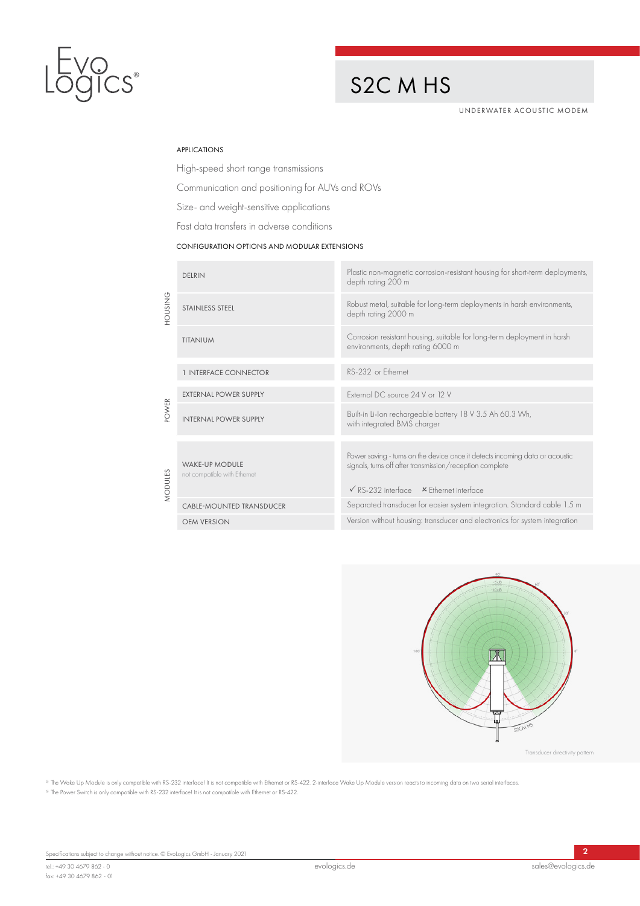# S2C M HS

UNDERWATER ACOUSTIC MODEM

## APPLICATIONS

High-speed short range transmissions

Communication and positioning for AUVs and ROVs

Size- and weight-sensitive applications

Fast data transfers in adverse conditions

## CONFIGURATION OPTIONS AND MODULAR EXTENSIONS

| | | |
|---|---|---|
| HOUSING | DELRIN | Plastic non-magnetic corrosion-resistant housing for short-term deployments, depth rating 200 m |
| | STAINLESS STEEL | Robust metal, suitable for long-term deployments in harsh environments, depth rating 2000 m |
| | TITANIUM | Corrosion resistant housing, suitable for long-term deployment in harsh environments, depth rating 6000 m |
| | 1 INTERFACE CONNECTOR | RS-232 or Ethernet |
| POWER | EXTERNAL POWER SUPPLY | External DC source 24 V or 12 V |
| | INTERNAL POWER SUPPLY | Built-in Li-Ion rechargeable battery 18 V 3.5 Ah 60.3 Wh, with integrated BMS charger |
| MODULES | WAKE-UP MODULE not compatible with Ethernet | Power saving - turns on the device once it detects incoming data or acoustic signals, turns off after transmission/reception complete ✓ RS-232 interface ✗ Ethernet interface |
| | CABLE-MOUNTED TRANSDUCER | Separated transducer for easier system integration. Standard cable 1.5 m |
| | OEM VERSION | Version without housing: transducer and electronics for system integration |

90°
-5dB
-10dB
60°
30°
180°
0°
S2CM HS

Transducer directivity pattern

[3] The Wake Up Module is only compatible with RS-232 interface! It is not compatible with Ethernet or RS-422. 2-interface Wake Up Module version reacts to incoming data on two serial interfaces.

[4] The Power Switch is only compatible with RS-232 interface! It is not compatible with Ethernet or RS-422.

Specifications subject to change without notice. © EvoLogics GmbH - January 2021

tel.: +49 30 4679 862 - 0
fax: +49 30 4679 862 - 01

evologics.de

sales@evologics.de